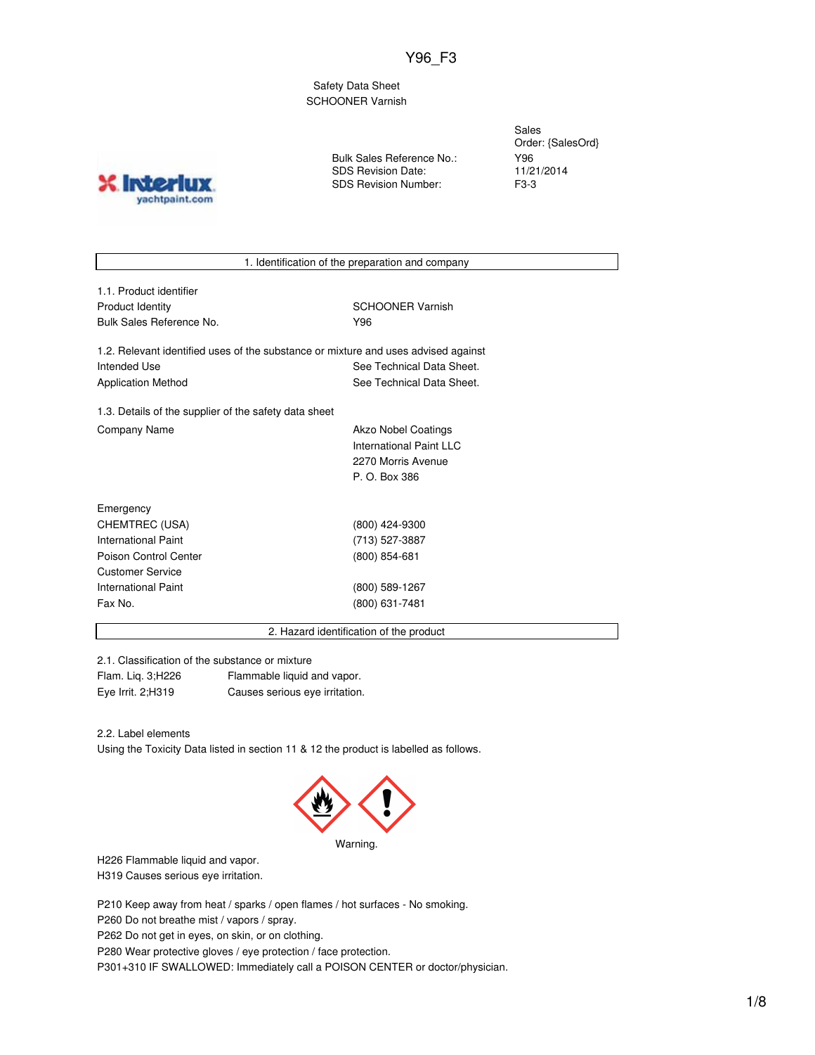Y96_F3

Safety Data Sheet
SCHOONER Varnish

| | |
|---|---|
| | Sales Order: {SalesOrd} |
| Bulk Sales Reference No.: | Y96 |
| SDS Revision Date: | 11/21/2014 |
| SDS Revision Number: | F3-3 |

## 1. Identification of the preparation and company

1.1. Product identifier

| | |
|---|---|
| Product Identity | SCHOONER Varnish |
| Bulk Sales Reference No. | Y96 |

1.2. Relevant identified uses of the substance or mixture and uses advised against

| | |
|---|---|
| Intended Use | See Technical Data Sheet. |
| Application Method | See Technical Data Sheet. |

1.3. Details of the supplier of the safety data sheet

| | |
|---|---|
| Company Name | Akzo Nobel Coatings<br>International Paint LLC<br>2270 Morris Avenue<br>P. O. Box 386 |

| | |
|---|---|
| Emergency | |
| CHEMTREC (USA) | (800) 424-9300 |
| International Paint | (713) 527-3887 |
| Poison Control Center | (800) 854-681 |
| Customer Service | |
| International Paint | (800) 589-1267 |
| Fax No. | (800) 631-7481 |

## 2. Hazard identification of the product

2.1. Classification of the substance or mixture

| | |
|---|---|
| Flam. Liq. 3;H226 | Flammable liquid and vapor. |
| Eye Irrit. 2;H319 | Causes serious eye irritation. |

2.2. Label elements

Using the Toxicity Data listed in section 11 & 12 the product is labelled as follows.

Warning.

H226 Flammable liquid and vapor.
H319 Causes serious eye irritation.

P210 Keep away from heat / sparks / open flames / hot surfaces - No smoking.
P260 Do not breathe mist / vapors / spray.
P262 Do not get in eyes, on skin, or on clothing.
P280 Wear protective gloves / eye protection / face protection.
P301+310 IF SWALLOWED: Immediately call a POISON CENTER or doctor/physician.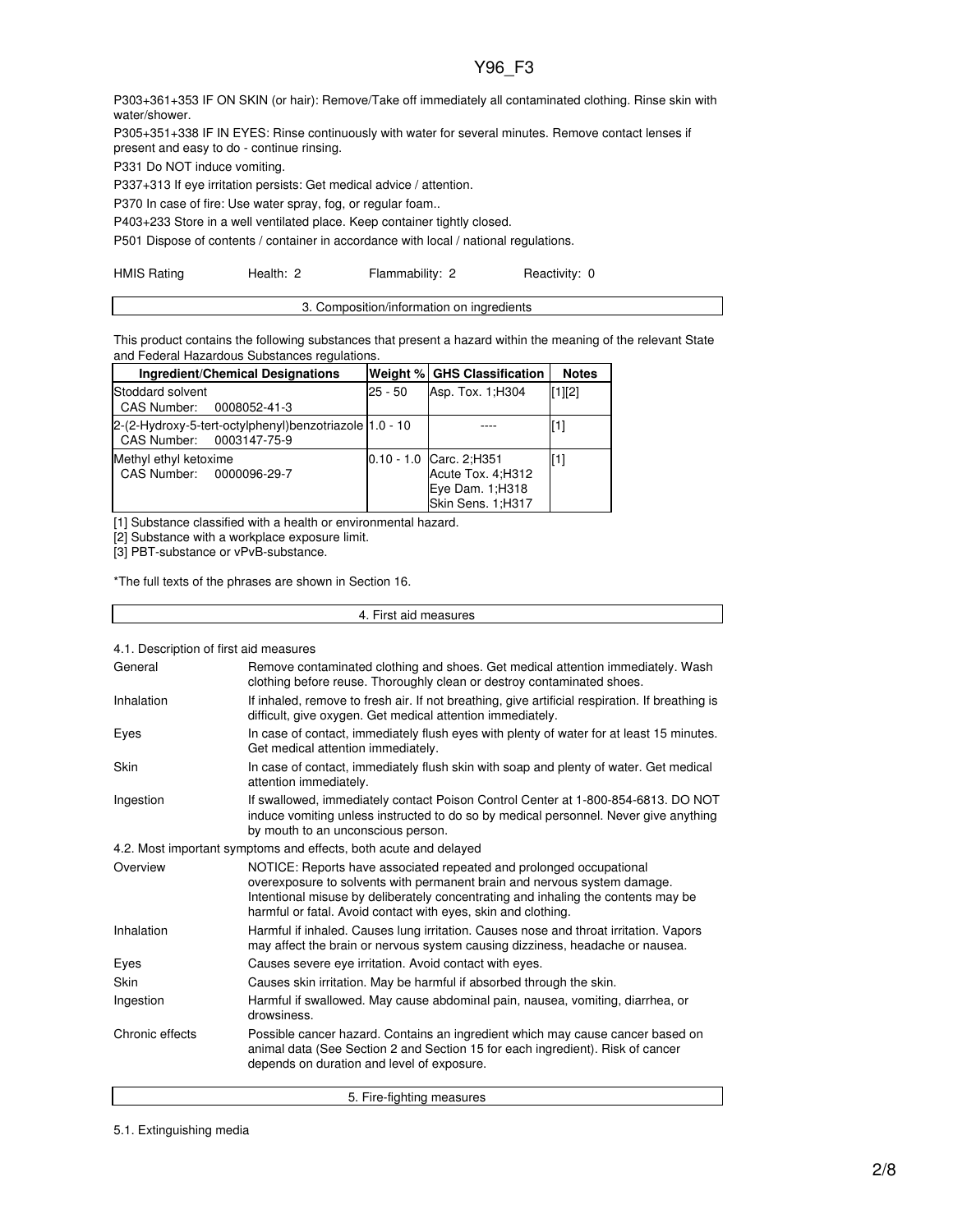P303+361+353 IF ON SKIN (or hair): Remove/Take off immediately all contaminated clothing. Rinse skin with water/shower.

P305+351+338 IF IN EYES: Rinse continuously with water for several minutes. Remove contact lenses if present and easy to do - continue rinsing.

P331 Do NOT induce vomiting.

P337+313 If eye irritation persists: Get medical advice / attention.

P370 In case of fire: Use water spray, fog, or regular foam..

P403+233 Store in a well ventilated place. Keep container tightly closed.

P501 Dispose of contents / container in accordance with local / national regulations.

| HMIS Rating | Health: 2 | Flammability: 2 | Reactivity: 0 |
|---|---|---|---|

## 3. Composition/information on ingredients

This product contains the following substances that present a hazard within the meaning of the relevant State and Federal Hazardous Substances regulations.

| Ingredient/Chemical Designations | Weight % | GHS Classification | Notes |
|---|---|---|---|
| Stoddard solvent<br>CAS Number: 0008052-41-3 | 25 - 50 | Asp. Tox. 1;H304 | [1][2] |
| 2-(2-Hydroxy-5-tert-octylphenyl)benzotriazole<br>CAS Number: 0003147-75-9 | 1.0 - 10 | ---- | [1] |
| Methyl ethyl ketoxime<br>CAS Number: 0000096-29-7 | 0.10 - 1.0 | Carc. 2;H351<br>Acute Tox. 4;H312<br>Eye Dam. 1;H318<br>Skin Sens. 1;H317 | [1] |

[1] Substance classified with a health or environmental hazard.

[2] Substance with a workplace exposure limit.

[3] PBT-substance or vPvB-substance.

*The full texts of the phrases are shown in Section 16.

## 4. First aid measures

4.1. Description of first aid measures

| | |
|---|---|
| General | Remove contaminated clothing and shoes. Get medical attention immediately. Wash clothing before reuse. Thoroughly clean or destroy contaminated shoes. |
| Inhalation | If inhaled, remove to fresh air. If not breathing, give artificial respiration. If breathing is difficult, give oxygen. Get medical attention immediately. |
| Eyes | In case of contact, immediately flush eyes with plenty of water for at least 15 minutes. Get medical attention immediately. |
| Skin | In case of contact, immediately flush skin with soap and plenty of water. Get medical attention immediately. |
| Ingestion | If swallowed, immediately contact Poison Control Center at 1-800-854-6813. DO NOT induce vomiting unless instructed to do so by medical personnel. Never give anything by mouth to an unconscious person. |

4.2. Most important symptoms and effects, both acute and delayed

| | |
|---|---|
| Overview | NOTICE: Reports have associated repeated and prolonged occupational overexposure to solvents with permanent brain and nervous system damage. Intentional misuse by deliberately concentrating and inhaling the contents may be harmful or fatal. Avoid contact with eyes, skin and clothing. |
| Inhalation | Harmful if inhaled. Causes lung irritation. Causes nose and throat irritation. Vapors may affect the brain or nervous system causing dizziness, headache or nausea. |
| Eyes | Causes severe eye irritation. Avoid contact with eyes. |
| Skin | Causes skin irritation. May be harmful if absorbed through the skin. |
| Ingestion | Harmful if swallowed. May cause abdominal pain, nausea, vomiting, diarrhea, or drowsiness. |
| Chronic effects | Possible cancer hazard. Contains an ingredient which may cause cancer based on animal data (See Section 2 and Section 15 for each ingredient). Risk of cancer depends on duration and level of exposure. |

## 5. Fire-fighting measures

5.1. Extinguishing media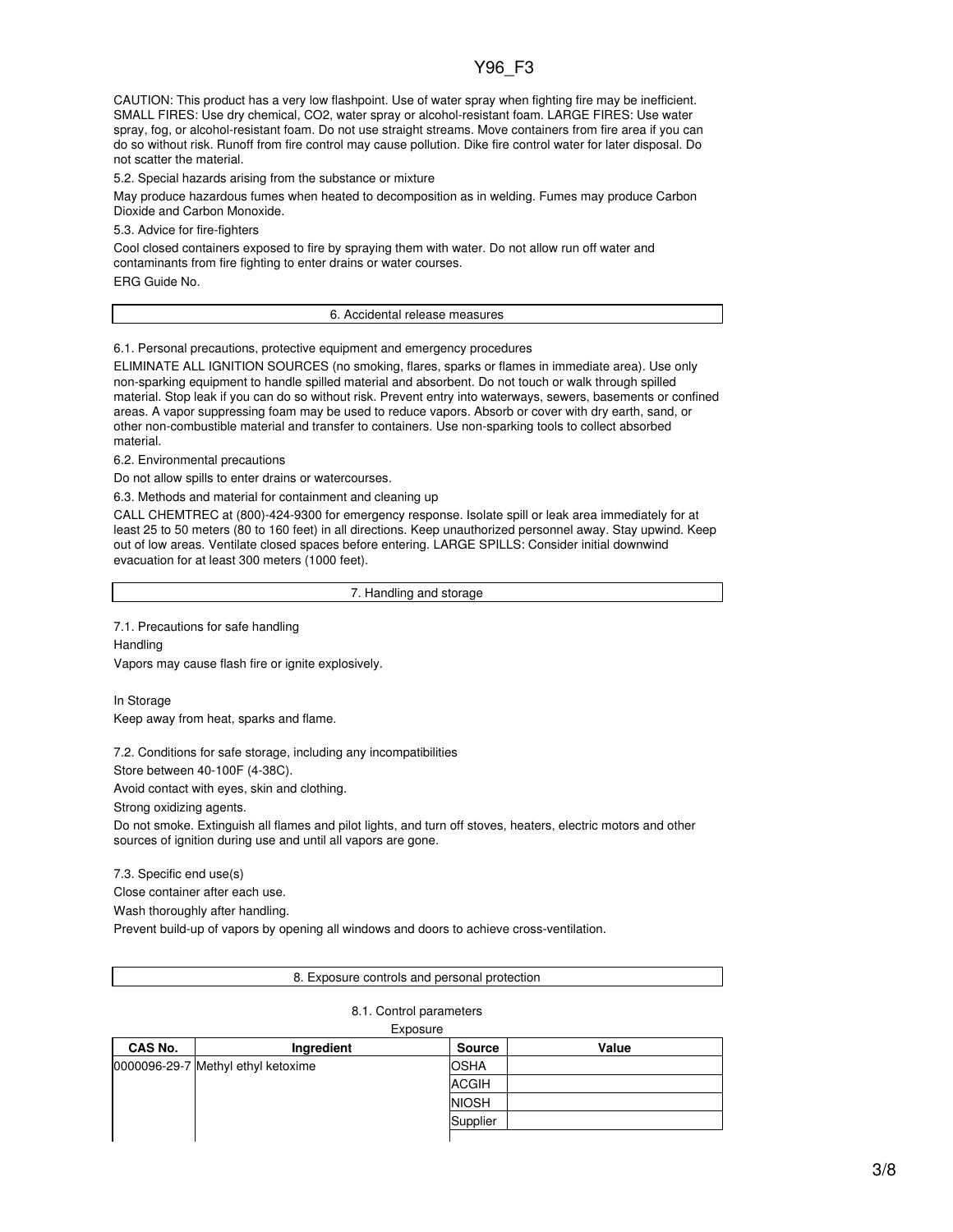CAUTION: This product has a very low flashpoint. Use of water spray when fighting fire may be inefficient. SMALL FIRES: Use dry chemical, $CO_2$, water spray or alcohol-resistant foam. LARGE FIRES: Use water spray, fog, or alcohol-resistant foam. Do not use straight streams. Move containers from fire area if you can do so without risk. Runoff from fire control may cause pollution. Dike fire control water for later disposal. Do not scatter the material.

5.2. Special hazards arising from the substance or mixture

May produce hazardous fumes when heated to decomposition as in welding. Fumes may produce Carbon Dioxide and Carbon Monoxide.

5.3. Advice for fire-fighters

Cool closed containers exposed to fire by spraying them with water. Do not allow run off water and contaminants from fire fighting to enter drains or water courses.

ERG Guide No.

## 6. Accidental release measures

6.1. Personal precautions, protective equipment and emergency procedures

ELIMINATE ALL IGNITION SOURCES (no smoking, flares, sparks or flames in immediate area). Use only non-sparking equipment to handle spilled material and absorbent. Do not touch or walk through spilled material. Stop leak if you can do so without risk. Prevent entry into waterways, sewers, basements or confined areas. A vapor suppressing foam may be used to reduce vapors. Absorb or cover with dry earth, sand, or other non-combustible material and transfer to containers. Use non-sparking tools to collect absorbed material.

6.2. Environmental precautions

Do not allow spills to enter drains or watercourses.

6.3. Methods and material for containment and cleaning up

CALL CHEMTREC at (800)-424-9300 for emergency response. Isolate spill or leak area immediately for at least 25 to 50 meters (80 to 160 feet) in all directions. Keep unauthorized personnel away. Stay upwind. Keep out of low areas. Ventilate closed spaces before entering. LARGE SPILLS: Consider initial downwind evacuation for at least 300 meters (1000 feet).

## 7. Handling and storage

7.1. Precautions for safe handling

Handling

Vapors may cause flash fire or ignite explosively.

In Storage

Keep away from heat, sparks and flame.

7.2. Conditions for safe storage, including any incompatibilities

Store between 40-100F (4-38C).

Avoid contact with eyes, skin and clothing.

Strong oxidizing agents.

Do not smoke. Extinguish all flames and pilot lights, and turn off stoves, heaters, electric motors and other sources of ignition during use and until all vapors are gone.

7.3. Specific end use(s)

Close container after each use.

Wash thoroughly after handling.

Prevent build-up of vapors by opening all windows and doors to achieve cross-ventilation.

## 8. Exposure controls and personal protection

8.1. Control parameters

Exposure

| CAS No. | Ingredient | Source | Value |
|---|---|---|---|
| 0000096-29-7 | Methyl ethyl ketoxime | OSHA | |
| | | ACGIH | |
| | | NIOSH | |
| | | Supplier | |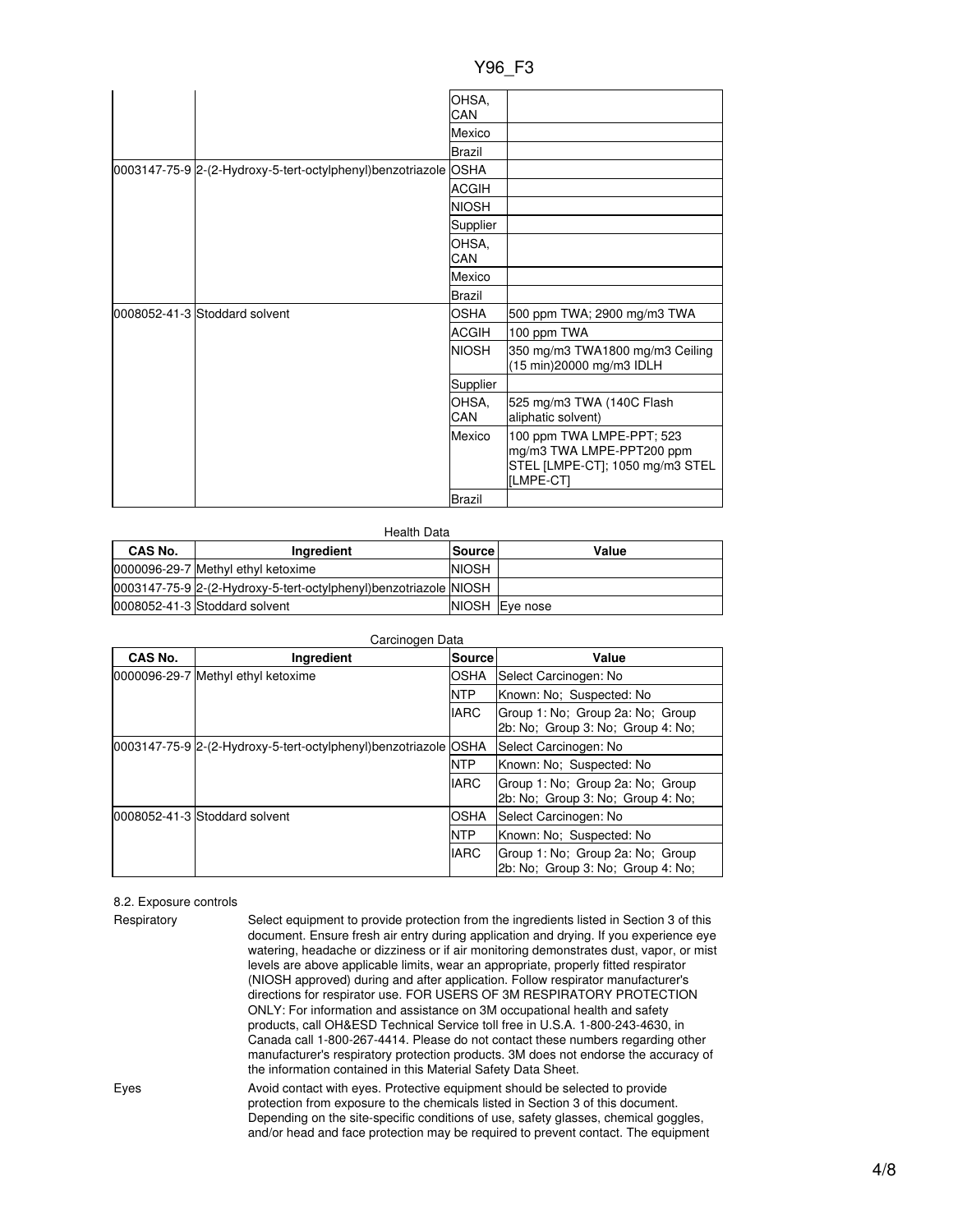| | | | |
|---|---|---|---|
| | | OHSA, CAN | |
| | | Mexico | |
| | | Brazil | |
| 0003147-75-9 | 2-(2-Hydroxy-5-tert-octylphenyl)benzotriazole | OSHA | |
| | | ACGIH | |
| | | NIOSH | |
| | | Supplier | |
| | | OHSA, CAN | |
| | | Mexico | |
| | | Brazil | |
| 0008052-41-3 | Stoddard solvent | OSHA | 500 ppm TWA; 2900 mg/m3 TWA |
| | | ACGIH | 100 ppm TWA |
| | | NIOSH | 350 mg/m3 TWA1800 mg/m3 Ceiling (15 min)20000 mg/m3 IDLH |
| | | Supplier | |
| | | OHSA, CAN | 525 mg/m3 TWA (140C Flash aliphatic solvent) |
| | | Mexico | 100 ppm TWA LMPE-PPT; 523 mg/m3 TWA LMPE-PPT200 ppm STEL [LMPE-CT]; 1050 mg/m3 STEL [LMPE-CT] |
| | | Brazil | |

Health Data

| CAS No. | Ingredient | Source | Value |
|---|---|---|---|
| 0000096-29-7 | Methyl ethyl ketoxime | NIOSH | |
| 0003147-75-9 | 2-(2-Hydroxy-5-tert-octylphenyl)benzotriazole | NIOSH | |
| 0008052-41-3 | Stoddard solvent | NIOSH | Eye nose |

Carcinogen Data

| CAS No. | Ingredient | Source | Value |
|---|---|---|---|
| 0000096-29-7 | Methyl ethyl ketoxime | OSHA | Select Carcinogen: No |
| | | NTP | Known: No; Suspected: No |
| | | IARC | Group 1: No; Group 2a: No; Group 2b: No; Group 3: No; Group 4: No; |
| 0003147-75-9 | 2-(2-Hydroxy-5-tert-octylphenyl)benzotriazole | OSHA | Select Carcinogen: No |
| | | NTP | Known: No; Suspected: No |
| | | IARC | Group 1: No; Group 2a: No; Group 2b: No; Group 3: No; Group 4: No; |
| 0008052-41-3 | Stoddard solvent | OSHA | Select Carcinogen: No |
| | | NTP | Known: No; Suspected: No |
| | | IARC | Group 1: No; Group 2a: No; Group 2b: No; Group 3: No; Group 4: No; |

8.2. Exposure controls

Respiratory

Select equipment to provide protection from the ingredients listed in Section 3 of this document. Ensure fresh air entry during application and drying. If you experience eye watering, headache or dizziness or if air monitoring demonstrates dust, vapor, or mist levels are above applicable limits, wear an appropriate, properly fitted respirator (NIOSH approved) during and after application. Follow respirator manufacturer's directions for respirator use. FOR USERS OF 3M RESPIRATORY PROTECTION ONLY: For information and assistance on 3M occupational health and safety products, call OH&ESD Technical Service toll free in U.S.A. 1-800-243-4630, in Canada call 1-800-267-4414. Please do not contact these numbers regarding other manufacturer's respiratory protection products. 3M does not endorse the accuracy of the information contained in this Material Safety Data Sheet.

Eyes

Avoid contact with eyes. Protective equipment should be selected to provide protection from exposure to the chemicals listed in Section 3 of this document. Depending on the site-specific conditions of use, safety glasses, chemical goggles, and/or head and face protection may be required to prevent contact. The equipment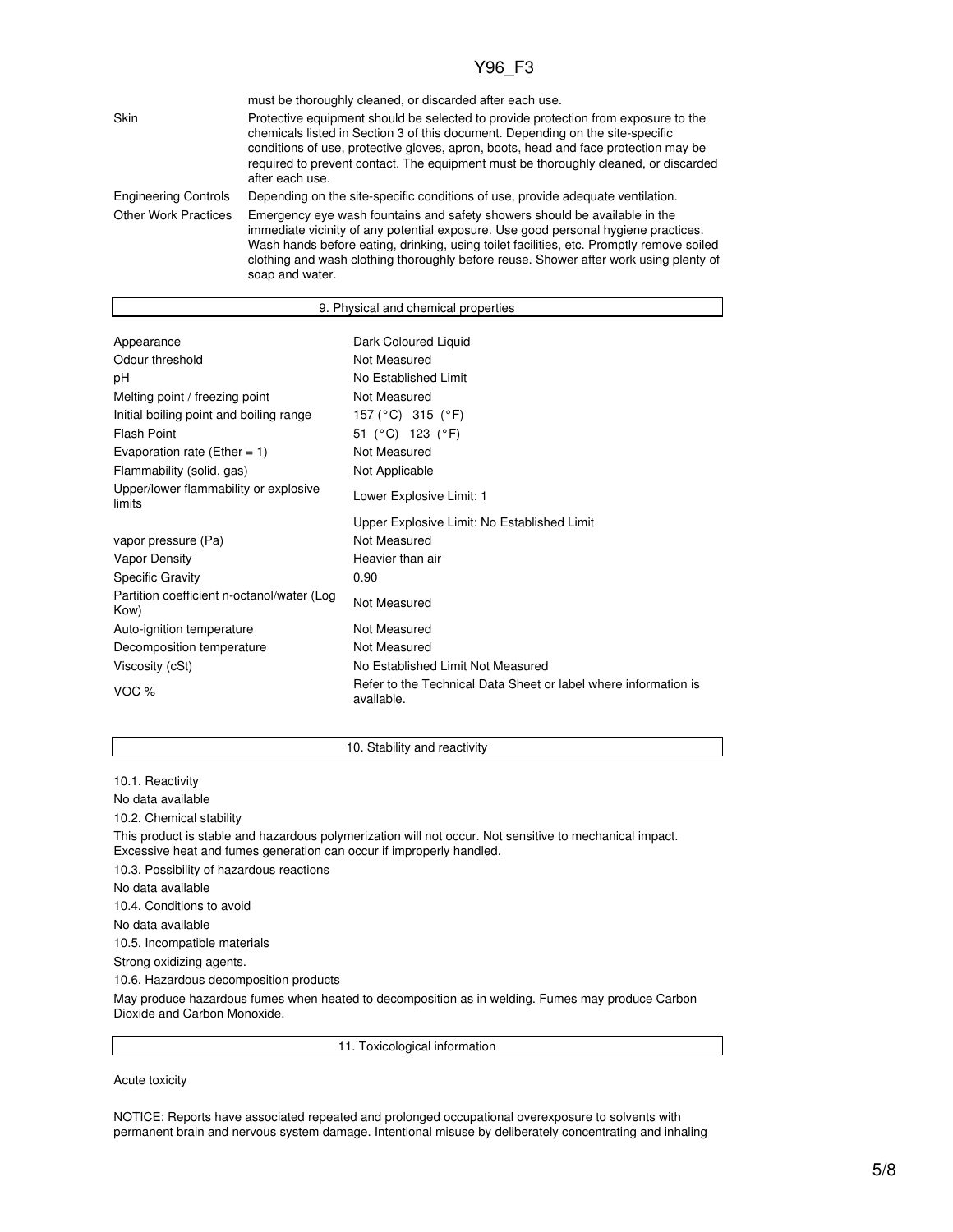| | |
|---|---|
| | must be thoroughly cleaned, or discarded after each use. |
| Skin | Protective equipment should be selected to provide protection from exposure to the chemicals listed in Section 3 of this document. Depending on the site-specific conditions of use, protective gloves, apron, boots, head and face protection may be required to prevent contact. The equipment must be thoroughly cleaned, or discarded after each use. |
| Engineering Controls | Depending on the site-specific conditions of use, provide adequate ventilation. |
| Other Work Practices | Emergency eye wash fountains and safety showers should be available in the immediate vicinity of any potential exposure. Use good personal hygiene practices. Wash hands before eating, drinking, using toilet facilities, etc. Promptly remove soiled clothing and wash clothing thoroughly before reuse. Shower after work using plenty of soap and water. |

## 9. Physical and chemical properties

| | |
|---|---|
| Appearance | Dark Coloured Liquid |
| Odour threshold | Not Measured |
| pH | No Established Limit |
| Melting point / freezing point | Not Measured |
| Initial boiling point and boiling range | 157 (°C) 315 (°F) |
| Flash Point | 51 (°C) 123 (°F) |
| Evaporation rate (Ether = 1) | Not Measured |
| Flammability (solid, gas) | Not Applicable |
| Upper/lower flammability or explosive limits | Lower Explosive Limit: 1 |
| | Upper Explosive Limit: No Established Limit |
| vapor pressure (Pa) | Not Measured |
| Vapor Density | Heavier than air |
| Specific Gravity | 0.90 |
| Partition coefficient n-octanol/water (Log Kow) | Not Measured |
| Auto-ignition temperature | Not Measured |
| Decomposition temperature | Not Measured |
| Viscosity (cSt) | No Established Limit Not Measured |
| VOC % | Refer to the Technical Data Sheet or label where information is available. |

## 10. Stability and reactivity

10.1. Reactivity

No data available

10.2. Chemical stability

This product is stable and hazardous polymerization will not occur. Not sensitive to mechanical impact. Excessive heat and fumes generation can occur if improperly handled.

10.3. Possibility of hazardous reactions

No data available

10.4. Conditions to avoid

No data available

10.5. Incompatible materials

Strong oxidizing agents.

10.6. Hazardous decomposition products

May produce hazardous fumes when heated to decomposition as in welding. Fumes may produce Carbon Dioxide and Carbon Monoxide.

## 11. Toxicological information

Acute toxicity

NOTICE: Reports have associated repeated and prolonged occupational overexposure to solvents with permanent brain and nervous system damage. Intentional misuse by deliberately concentrating and inhaling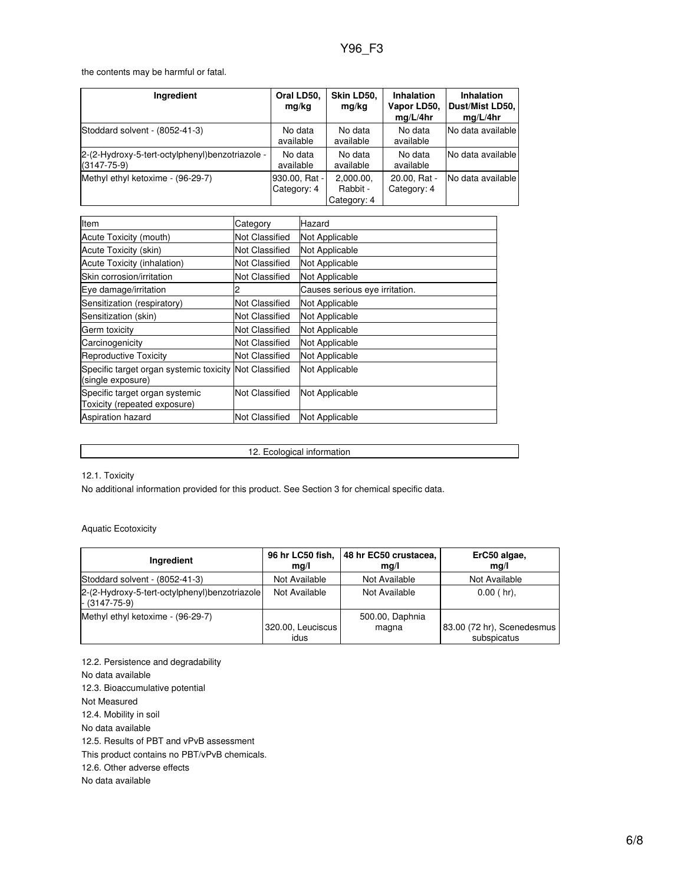the contents may be harmful or fatal.

| Ingredient | Oral LD50, mg/kg | Skin LD50, mg/kg | Inhalation Vapor LD50, mg/L/4hr | Inhalation Dust/Mist LD50, mg/L/4hr |
|---|---|---|---|---|
| Stoddard solvent - (8052-41-3) | No data available | No data available | No data available | No data available |
| 2-(2-Hydroxy-5-tert-octylphenyl)benzotriazole - (3147-75-9) | No data available | No data available | No data available | No data available |
| Methyl ethyl ketoxime - (96-29-7) | 930.00, Rat - Category: 4 | 2,000.00, Rabbit - Category: 4 | 20.00, Rat - Category: 4 | No data available |

| Item | Category | Hazard |
|---|---|---|
| Acute Toxicity (mouth) | Not Classified | Not Applicable |
| Acute Toxicity (skin) | Not Classified | Not Applicable |
| Acute Toxicity (inhalation) | Not Classified | Not Applicable |
| Skin corrosion/irritation | Not Classified | Not Applicable |
| Eye damage/irritation | 2 | Causes serious eye irritation. |
| Sensitization (respiratory) | Not Classified | Not Applicable |
| Sensitization (skin) | Not Classified | Not Applicable |
| Germ toxicity | Not Classified | Not Applicable |
| Carcinogenicity | Not Classified | Not Applicable |
| Reproductive Toxicity | Not Classified | Not Applicable |
| Specific target organ systemic toxicity (single exposure) | Not Classified | Not Applicable |
| Specific target organ systemic Toxicity (repeated exposure) | Not Classified | Not Applicable |
| Aspiration hazard | Not Classified | Not Applicable |

## 12. Ecological information

12.1. Toxicity

No additional information provided for this product. See Section 3 for chemical specific data.

Aquatic Ecotoxicity

| Ingredient | 96 hr LC50 fish, mg/l | 48 hr EC50 crustacea, mg/l | ErC50 algae, mg/l |
|---|---|---|---|
| Stoddard solvent - (8052-41-3) | Not Available | Not Available | Not Available |
| 2-(2-Hydroxy-5-tert-octylphenyl)benzotriazole - (3147-75-9) | Not Available | Not Available | 0.00 ( hr), |
| Methyl ethyl ketoxime - (96-29-7) | 320.00, Leuciscus idus | 500.00, Daphnia magna | 83.00 (72 hr), Scenedesmus subspicatus |

12.2. Persistence and degradability

No data available

12.3. Bioaccumulative potential

Not Measured

12.4. Mobility in soil

No data available

12.5. Results of PBT and vPvB assessment

This product contains no PBT/vPvB chemicals.

12.6. Other adverse effects

No data available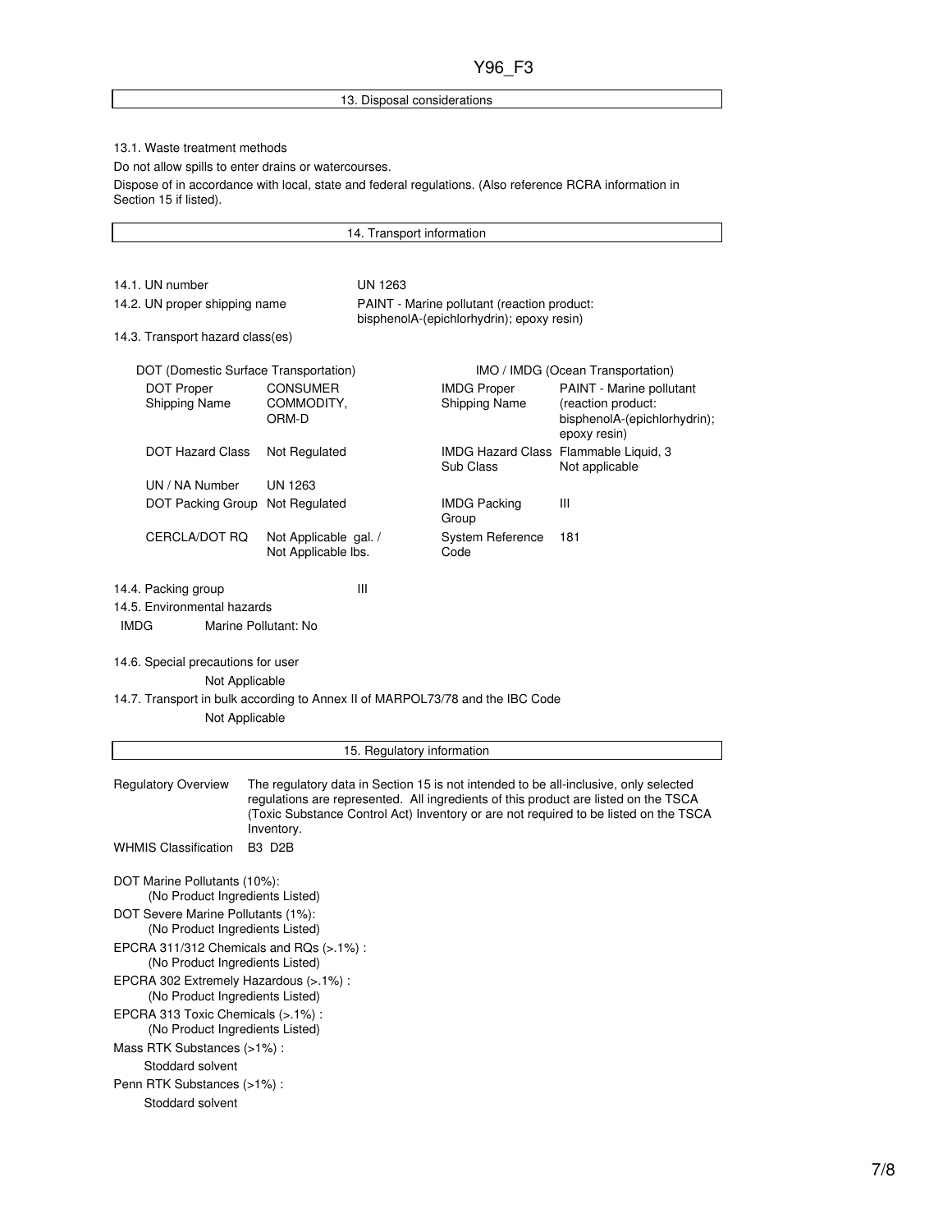## 13. Disposal considerations

13.1. Waste treatment methods

Do not allow spills to enter drains or watercourses.

Dispose of in accordance with local, state and federal regulations. (Also reference RCRA information in Section 15 if listed).

## 14. Transport information

14.1. UN number: UN 1263

14.2. UN proper shipping name: PAINT - Marine pollutant (reaction product: bisphenolA-(epichlorhydrin); epoxy resin)

14.3. Transport hazard class(es)

| DOT (Domestic Surface Transportation) | | IMO / IMDG (Ocean Transportation) | |
|---|---|---|---|
| DOT Proper Shipping Name | CONSUMER COMMODITY, ORM-D | IMDG Proper Shipping Name | PAINT - Marine pollutant (reaction product: bisphenolA-(epichlorhydrin); epoxy resin) |
| DOT Hazard Class | Not Regulated | IMDG Hazard Class Sub Class | Flammable Liquid, 3 Not applicable |
| UN / NA Number | UN 1263 | | |
| DOT Packing Group | Not Regulated | IMDG Packing Group | III |
| CERCLA/DOT RQ | Not Applicable gal. / Not Applicable lbs. | System Reference Code | 181 |

14.4. Packing group: III

14.5. Environmental hazards

IMDG Marine Pollutant: No

14.6. Special precautions for user

Not Applicable

14.7. Transport in bulk according to Annex II of MARPOL73/78 and the IBC Code

Not Applicable

## 15. Regulatory information

Regulatory Overview: The regulatory data in Section 15 is not intended to be all-inclusive, only selected regulations are represented. All ingredients of this product are listed on the TSCA (Toxic Substance Control Act) Inventory or are not required to be listed on the TSCA Inventory.

WHMIS Classification: B3 D2B

DOT Marine Pollutants (10%):
(No Product Ingredients Listed)

DOT Severe Marine Pollutants (1%):
(No Product Ingredients Listed)

EPCRA 311/312 Chemicals and RQs (>.1%) :
(No Product Ingredients Listed)

EPCRA 302 Extremely Hazardous (>.1%) :
(No Product Ingredients Listed)

EPCRA 313 Toxic Chemicals (>.1%) :
(No Product Ingredients Listed)

Mass RTK Substances (>1%) :
Stoddard solvent

Penn RTK Substances (>1%) :
Stoddard solvent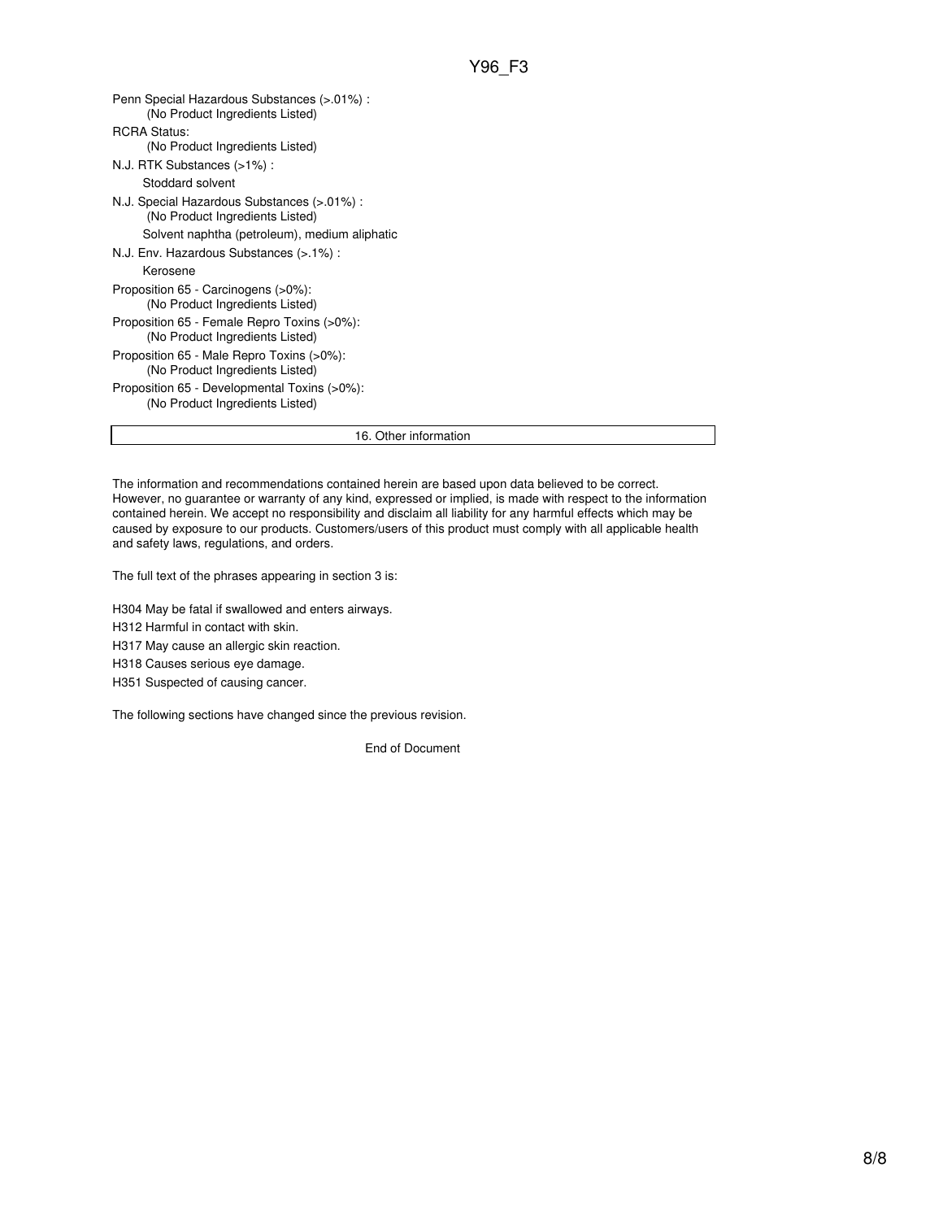Penn Special Hazardous Substances (>.01%) :
(No Product Ingredients Listed)

RCRA Status:
(No Product Ingredients Listed)

N.J. RTK Substances (>1%) :
Stoddard solvent

N.J. Special Hazardous Substances (>.01%) :
(No Product Ingredients Listed)
Solvent naphtha (petroleum), medium aliphatic

N.J. Env. Hazardous Substances (>.1%) :
Kerosene

Proposition 65 - Carcinogens (>0%):
(No Product Ingredients Listed)

Proposition 65 - Female Repro Toxins (>0%):
(No Product Ingredients Listed)

Proposition 65 - Male Repro Toxins (>0%):
(No Product Ingredients Listed)

Proposition 65 - Developmental Toxins (>0%):
(No Product Ingredients Listed)

## 16. Other information

The information and recommendations contained herein are based upon data believed to be correct. However, no guarantee or warranty of any kind, expressed or implied, is made with respect to the information contained herein. We accept no responsibility and disclaim all liability for any harmful effects which may be caused by exposure to our products. Customers/users of this product must comply with all applicable health and safety laws, regulations, and orders.

The full text of the phrases appearing in section 3 is:

H304 May be fatal if swallowed and enters airways.

H312 Harmful in contact with skin.

H317 May cause an allergic skin reaction.

H318 Causes serious eye damage.

H351 Suspected of causing cancer.

The following sections have changed since the previous revision.

End of Document